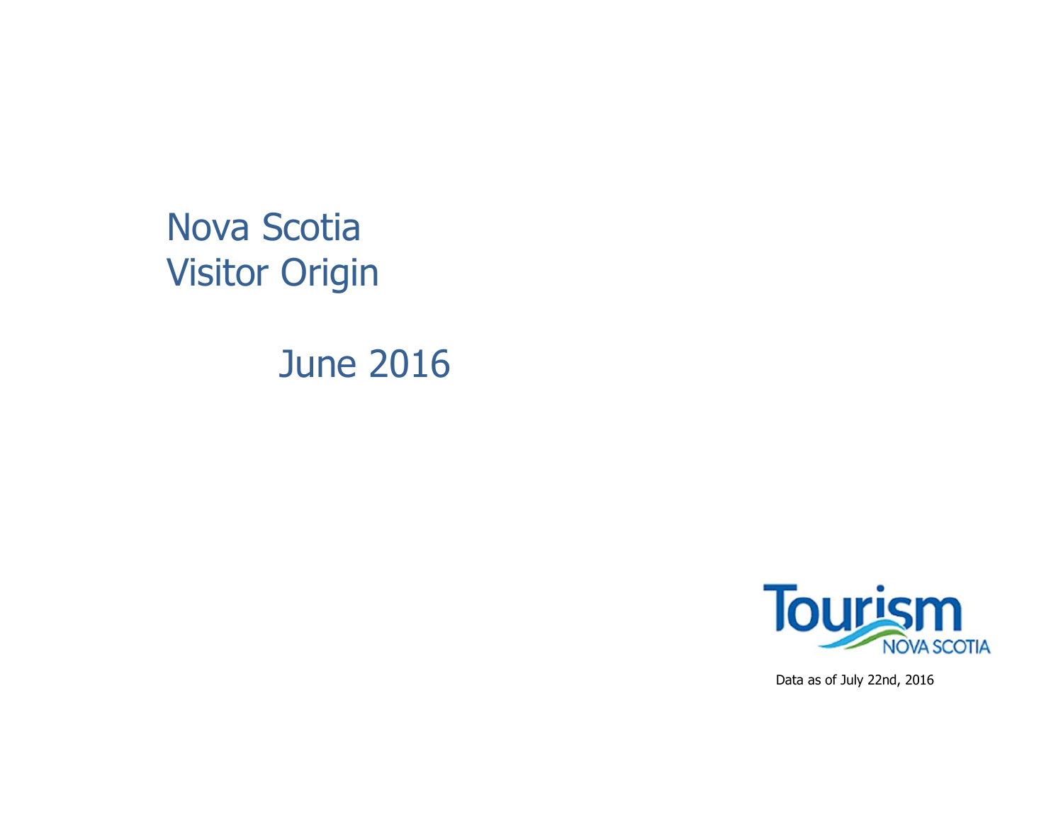# Nova Scotia Visitor Origin

## June 2016

Tourism NOVA SCOTIA

Data as of July 22nd, 2016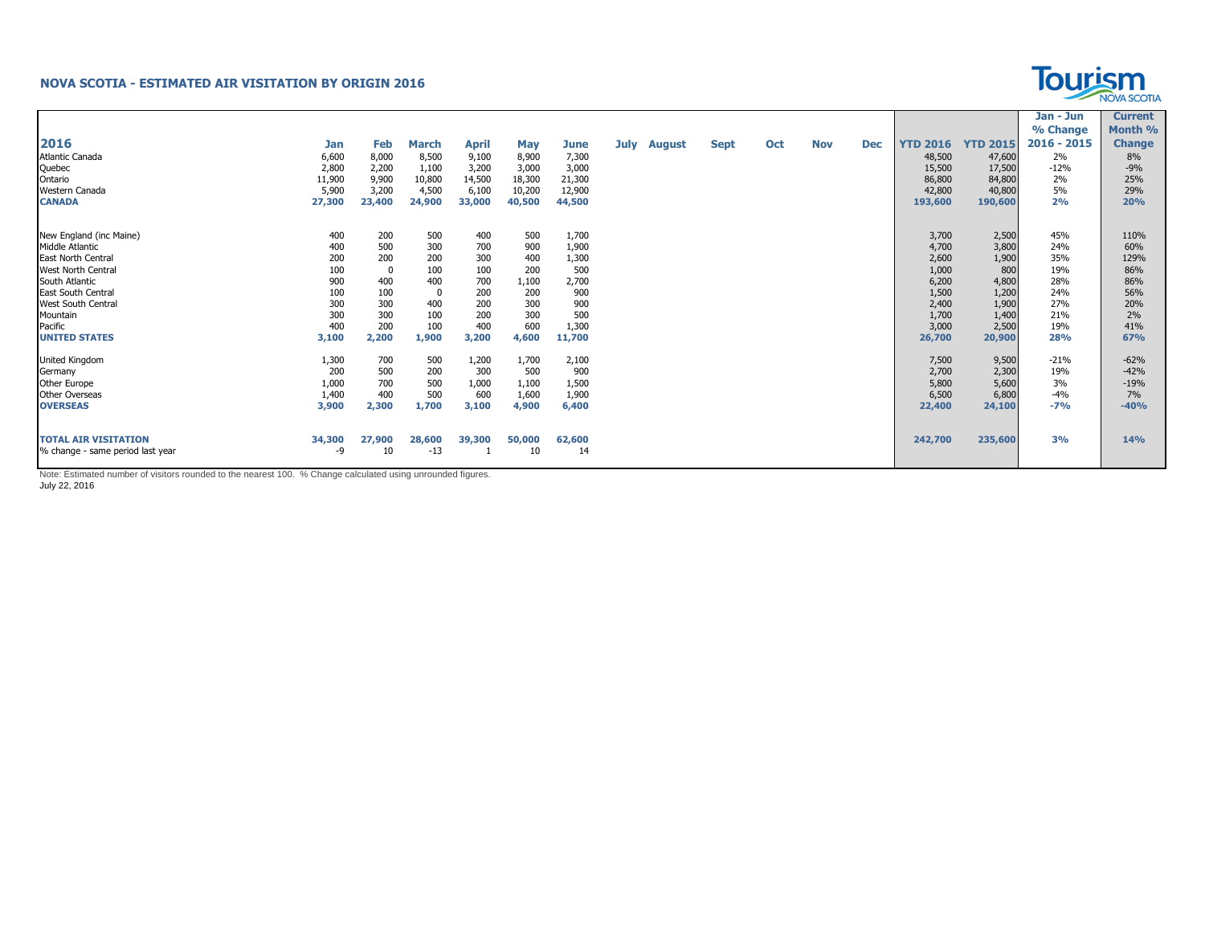## NOVA SCOTIA - ESTIMATED AIR VISITATION BY ORIGIN 2016

| 2016 | Jan | Feb | March | April | May | June | July | August | Sept | Oct | Nov | Dec | YTD 2016 | YTD 2015 | Jan - Jun % Change 2016 - 2015 | Current Month % Change |
|---|---|---|---|---|---|---|---|---|---|---|---|---|---|---|---|---|
| Atlantic Canada | 6,600 | 8,000 | 8,500 | 9,100 | 8,900 | 7,300 | | | | | | | 48,500 | 47,600 | 2% | 8% |
| Quebec | 2,800 | 2,200 | 1,100 | 3,200 | 3,000 | 3,000 | | | | | | | 15,500 | 17,500 | -12% | -9% |
| Ontario | 11,900 | 9,900 | 10,800 | 14,500 | 18,300 | 21,300 | | | | | | | 86,800 | 84,800 | 2% | 25% |
| Western Canada | 5,900 | 3,200 | 4,500 | 6,100 | 10,200 | 12,900 | | | | | | | 42,800 | 40,800 | 5% | 29% |
| **CANADA** | **27,300** | **23,400** | **24,900** | **33,000** | **40,500** | **44,500** | | | | | | | **193,600** | **190,600** | **2%** | **20%** |
| New England (inc Maine) | 400 | 200 | 500 | 400 | 500 | 1,700 | | | | | | | 3,700 | 2,500 | 45% | 110% |
| Middle Atlantic | 400 | 500 | 300 | 700 | 900 | 1,900 | | | | | | | 4,700 | 3,800 | 24% | 60% |
| East North Central | 200 | 200 | 200 | 300 | 400 | 1,300 | | | | | | | 2,600 | 1,900 | 35% | 129% |
| West North Central | 100 | 0 | 100 | 100 | 200 | 500 | | | | | | | 1,000 | 800 | 19% | 86% |
| South Atlantic | 900 | 400 | 400 | 700 | 1,100 | 2,700 | | | | | | | 6,200 | 4,800 | 28% | 86% |
| East South Central | 100 | 100 | 0 | 200 | 200 | 900 | | | | | | | 1,500 | 1,200 | 24% | 56% |
| West South Central | 300 | 300 | 400 | 200 | 300 | 900 | | | | | | | 2,400 | 1,900 | 27% | 20% |
| Mountain | 300 | 300 | 100 | 200 | 300 | 500 | | | | | | | 1,700 | 1,400 | 21% | 2% |
| Pacific | 400 | 200 | 100 | 400 | 600 | 1,300 | | | | | | | 3,000 | 2,500 | 19% | 41% |
| **UNITED STATES** | **3,100** | **2,200** | **1,900** | **3,200** | **4,600** | **11,700** | | | | | | | **26,700** | **20,900** | **28%** | **67%** |
| United Kingdom | 1,300 | 700 | 500 | 1,200 | 1,700 | 2,100 | | | | | | | 7,500 | 9,500 | -21% | -62% |
| Germany | 200 | 500 | 200 | 300 | 500 | 900 | | | | | | | 2,700 | 2,300 | 19% | -42% |
| Other Europe | 1,000 | 700 | 500 | 1,000 | 1,100 | 1,500 | | | | | | | 5,800 | 5,600 | 3% | -19% |
| Other Overseas | 1,400 | 400 | 500 | 600 | 1,600 | 1,900 | | | | | | | 6,500 | 6,800 | -4% | 7% |
| **OVERSEAS** | **3,900** | **2,300** | **1,700** | **3,100** | **4,900** | **6,400** | | | | | | | **22,400** | **24,100** | **-7%** | **-40%** |
| **TOTAL AIR VISITATION** | **34,300** | **27,900** | **28,600** | **39,300** | **50,000** | **62,600** | | | | | | | **242,700** | **235,600** | **3%** | **14%** |
| % change - same period last year | -9 | 10 | -13 | 1 | 10 | 14 | | | | | | | | | | |

Note: Estimated number of visitors rounded to the nearest 100. % Change calculated using unrounded figures.

July 22, 2016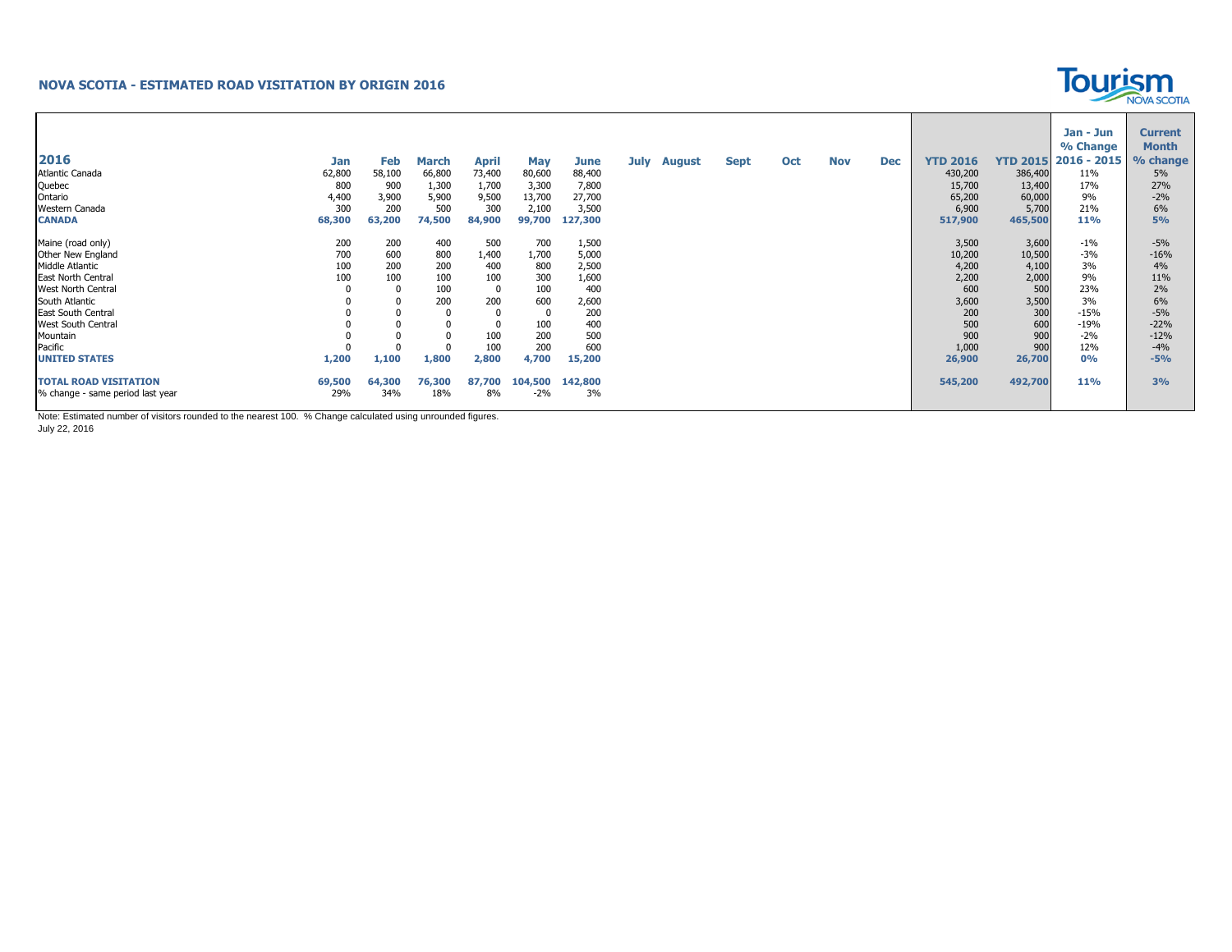## NOVA SCOTIA - ESTIMATED ROAD VISITATION BY ORIGIN 2016

| 2016 | Jan | Feb | March | April | May | June | July | August | Sept | Oct | Nov | Dec | YTD 2016 | YTD 2015 | Jan - Jun % Change 2016 - 2015 | Current Month % change |
|---|---|---|---|---|---|---|---|---|---|---|---|---|---|---|---|---|
| Atlantic Canada | 62,800 | 58,100 | 66,800 | 73,400 | 80,600 | 88,400 | | | | | | | 430,200 | 386,400 | 11% | 5% |
| Quebec | 800 | 900 | 1,300 | 1,700 | 3,300 | 7,800 | | | | | | | 15,700 | 13,400 | 17% | 27% |
| Ontario | 4,400 | 3,900 | 5,900 | 9,500 | 13,700 | 27,700 | | | | | | | 65,200 | 60,000 | 9% | -2% |
| Western Canada | 300 | 200 | 500 | 300 | 2,100 | 3,500 | | | | | | | 6,900 | 5,700 | 21% | 6% |
| **CANADA** | **68,300** | **63,200** | **74,500** | **84,900** | **99,700** | **127,300** | | | | | | | **517,900** | **465,500** | **11%** | **5%** |
| Maine (road only) | 200 | 200 | 400 | 500 | 700 | 1,500 | | | | | | | 3,500 | 3,600 | -1% | -5% |
| Other New England | 700 | 600 | 800 | 1,400 | 1,700 | 5,000 | | | | | | | 10,200 | 10,500 | -3% | -16% |
| Middle Atlantic | 100 | 200 | 200 | 400 | 800 | 2,500 | | | | | | | 4,200 | 4,100 | 3% | 4% |
| East North Central | 100 | 100 | 100 | 100 | 300 | 1,600 | | | | | | | 2,200 | 2,000 | 9% | 11% |
| West North Central | 0 | 0 | 100 | 0 | 100 | 400 | | | | | | | 600 | 500 | 23% | 2% |
| South Atlantic | 0 | 0 | 200 | 200 | 600 | 2,600 | | | | | | | 3,600 | 3,500 | 3% | 6% |
| East South Central | 0 | 0 | 0 | 0 | 0 | 200 | | | | | | | 200 | 300 | -15% | -5% |
| West South Central | 0 | 0 | 0 | 0 | 100 | 400 | | | | | | | 500 | 600 | -19% | -22% |
| Mountain | 0 | 0 | 0 | 100 | 200 | 500 | | | | | | | 900 | 900 | -2% | -12% |
| Pacific | 0 | 0 | 0 | 100 | 200 | 600 | | | | | | | 1,000 | 900 | 12% | -4% |
| **UNITED STATES** | **1,200** | **1,100** | **1,800** | **2,800** | **4,700** | **15,200** | | | | | | | **26,900** | **26,700** | **0%** | **-5%** |
| **TOTAL ROAD VISITATION** | **69,500** | **64,300** | **76,300** | **87,700** | **104,500** | **142,800** | | | | | | | **545,200** | **492,700** | **11%** | **3%** |
| % change - same period last year | 29% | 34% | 18% | 8% | -2% | 3% | | | | | | | | | | |

Note: Estimated number of visitors rounded to the nearest 100. % Change calculated using unrounded figures.

July 22, 2016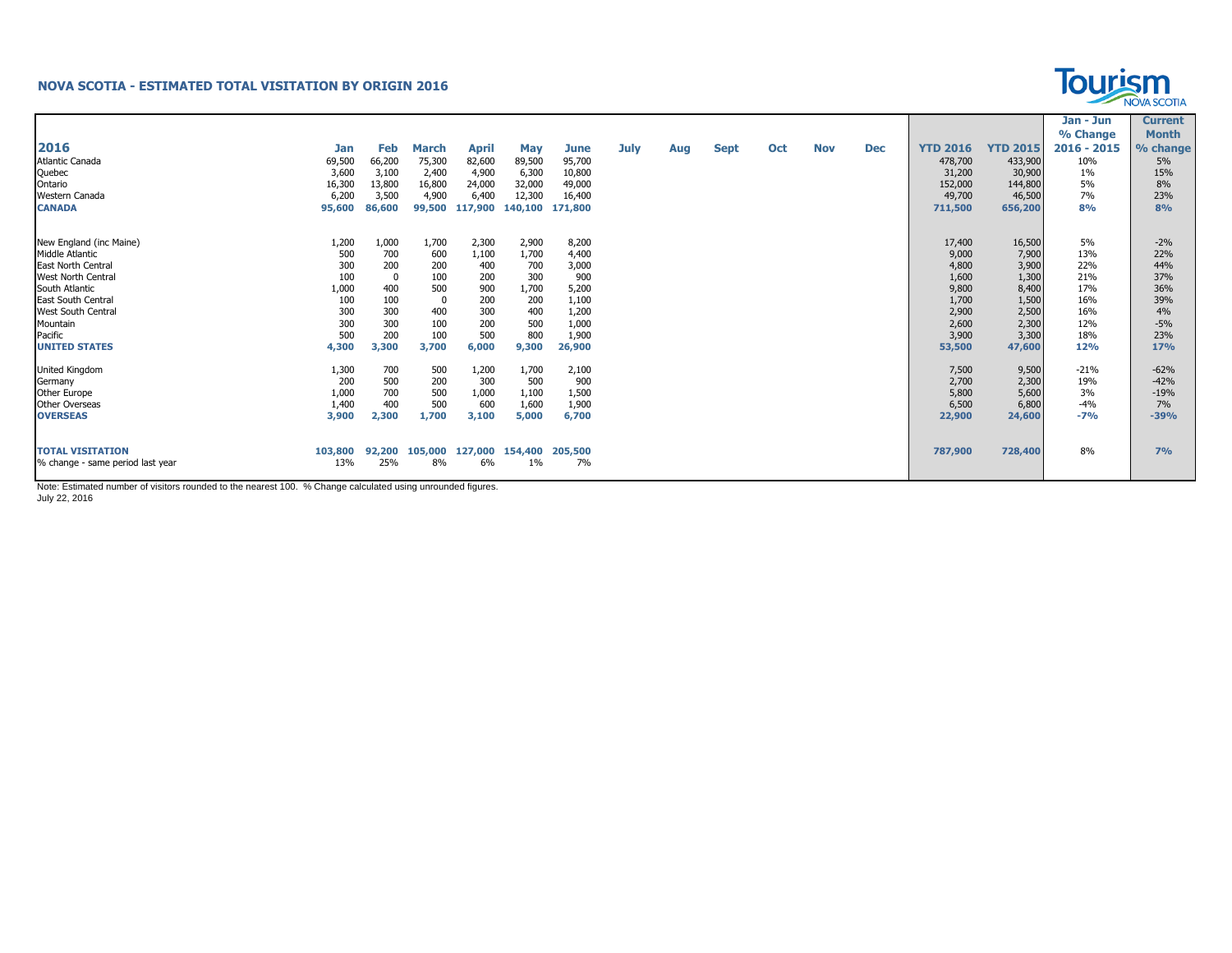## NOVA SCOTIA - ESTIMATED TOTAL VISITATION BY ORIGIN 2016

Tourism NOVA SCOTIA

| 2016 | Jan | Feb | March | April | May | June | July | Aug | Sept | Oct | Nov | Dec | YTD 2016 | YTD 2015 | Jan - Jun % Change 2016 - 2015 | Current Month % change |
|---|---|---|---|---|---|---|---|---|---|---|---|---|---|---|---|---|
| Atlantic Canada | 69,500 | 66,200 | 75,300 | 82,600 | 89,500 | 95,700 | | | | | | | 478,700 | 433,900 | 10% | 5% |
| Quebec | 3,600 | 3,100 | 2,400 | 4,900 | 6,300 | 10,800 | | | | | | | 31,200 | 30,900 | 1% | 15% |
| Ontario | 16,300 | 13,800 | 16,800 | 24,000 | 32,000 | 49,000 | | | | | | | 152,000 | 144,800 | 5% | 8% |
| Western Canada | 6,200 | 3,500 | 4,900 | 6,400 | 12,300 | 16,400 | | | | | | | 49,700 | 46,500 | 7% | 23% |
| **CANADA** | **95,600** | **86,600** | **99,500** | **117,900** | **140,100** | **171,800** | | | | | | | **711,500** | **656,200** | **8%** | **8%** |
| New England (inc Maine) | 1,200 | 1,000 | 1,700 | 2,300 | 2,900 | 8,200 | | | | | | | 17,400 | 16,500 | 5% | -2% |
| Middle Atlantic | 500 | 700 | 600 | 1,100 | 1,700 | 4,400 | | | | | | | 9,000 | 7,900 | 13% | 22% |
| East North Central | 300 | 200 | 200 | 400 | 700 | 3,000 | | | | | | | 4,800 | 3,900 | 22% | 44% |
| West North Central | 100 | 0 | 100 | 200 | 300 | 900 | | | | | | | 1,600 | 1,300 | 21% | 37% |
| South Atlantic | 1,000 | 400 | 500 | 900 | 1,700 | 5,200 | | | | | | | 9,800 | 8,400 | 17% | 36% |
| East South Central | 100 | 100 | 0 | 200 | 200 | 1,100 | | | | | | | 1,700 | 1,500 | 16% | 39% |
| West South Central | 300 | 300 | 400 | 300 | 400 | 1,200 | | | | | | | 2,900 | 2,500 | 16% | 4% |
| Mountain | 300 | 300 | 100 | 200 | 500 | 1,000 | | | | | | | 2,600 | 2,300 | 12% | -5% |
| Pacific | 500 | 200 | 100 | 500 | 800 | 1,900 | | | | | | | 3,900 | 3,300 | 18% | 23% |
| **UNITED STATES** | **4,300** | **3,300** | **3,700** | **6,000** | **9,300** | **26,900** | | | | | | | **53,500** | **47,600** | **12%** | **17%** |
| United Kingdom | 1,300 | 700 | 500 | 1,200 | 1,700 | 2,100 | | | | | | | 7,500 | 9,500 | -21% | -62% |
| Germany | 200 | 500 | 200 | 300 | 500 | 900 | | | | | | | 2,700 | 2,300 | 19% | -42% |
| Other Europe | 1,000 | 700 | 500 | 1,000 | 1,100 | 1,500 | | | | | | | 5,800 | 5,600 | 3% | -19% |
| Other Overseas | 1,400 | 400 | 500 | 600 | 1,600 | 1,900 | | | | | | | 6,500 | 6,800 | -4% | 7% |
| **OVERSEAS** | **3,900** | **2,300** | **1,700** | **3,100** | **5,000** | **6,700** | | | | | | | **22,900** | **24,600** | **-7%** | **-39%** |
| **TOTAL VISITATION** | **103,800** | **92,200** | **105,000** | **127,000** | **154,400** | **205,500** | | | | | | | **787,900** | **728,400** | 8% | **7%** |
| % change - same period last year | 13% | 25% | 8% | 6% | 1% | 7% | | | | | | | | | | |

Note: Estimated number of visitors rounded to the nearest 100. % Change calculated using unrounded figures.

July 22, 2016